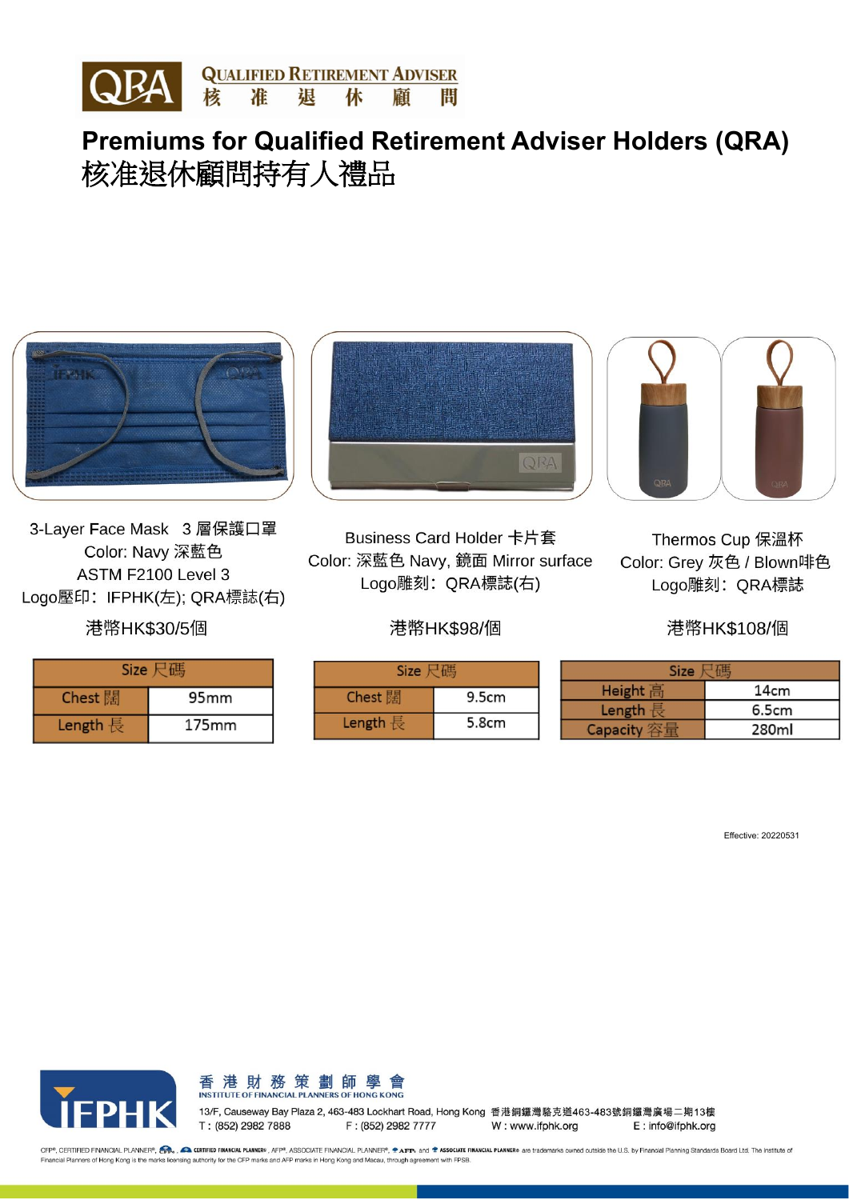QUALIFIED RETIREMENT ADVISER
核 准 退 休 顧 問

# Premiums for Qualified Retirement Adviser Holders (QRA)
# 核准退休顧問持有人禮品

3-Layer Face Mask 3 層保護口罩
Color: Navy 深藍色
ASTM F2100 Level 3
Logo壓印：IFPHK(左); QRA標誌(右)

港幣HK$30/5個

| Size 尺碼 | |
|---|---|
| Chest 闊 | 95mm |
| Length 長 | 175mm |

Business Card Holder 卡片套
Color: 深藍色 Navy, 鏡面 Mirror surface
Logo雕刻：QRA標誌(右)

港幣HK$98/個

| Size 尺碼 | |
|---|---|
| Chest 闊 | 9.5cm |
| Length 長 | 5.8cm |

Thermos Cup 保溫杯
Color: Grey 灰色 / Blown啡色
Logo雕刻：QRA標誌

港幣HK$108/個

| Size 尺碼 | |
|---|---|
| Height 高 | 14cm |
| Length 長 | 6.5cm |
| Capacity 容量 | 280ml |

Effective: 20220531

香港財務策劃師學會
INSTITUTE OF FINANCIAL PLANNERS OF HONG KONG

13/F, Causeway Bay Plaza 2, 463-483 Lockhart Road, Hong Kong 香港銅鑼灣駱克道463-483號銅鑼灣廣場二期13樓
T : (852) 2982 7888 F : (852) 2982 7777 W : www.ifphk.org E : info@ifphk.org

CFP®, CERTIFIED FINANCIAL PLANNER®, CERTIFIED FINANCIAL PLANNER®, AFP®, ASSOCIATE FINANCIAL PLANNER®, AFP and ASSOCIATE FINANCIAL PLANNER® are trademarks owned outside the U.S. by Financial Planning Standards Board Ltd. The Institute of Financial Planners of Hong Kong is the marks licensing authority for the CFP marks and AFP marks in Hong Kong and Macau, through agreement with FPSB.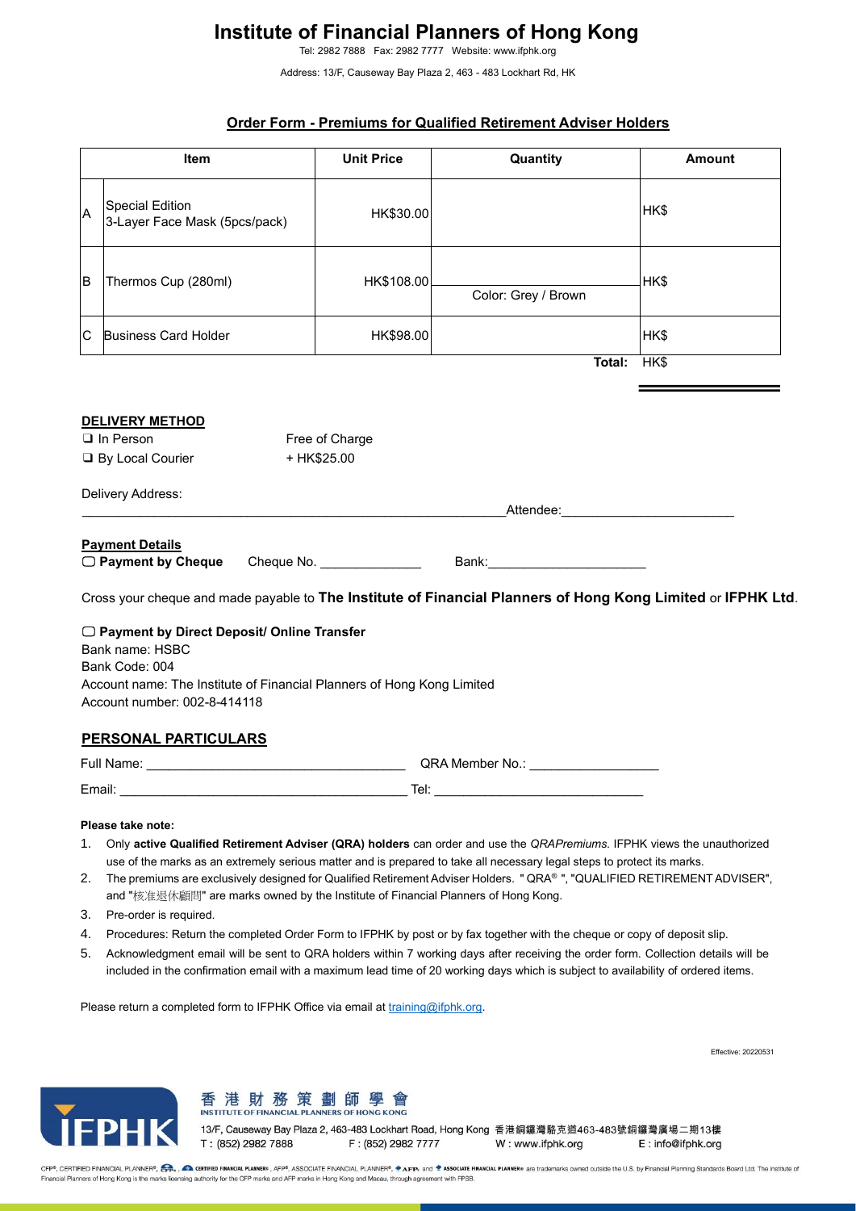# Institute of Financial Planners of Hong Kong

Tel: 2982 7888 Fax: 2982 7777 Website: www.ifphk.org

Address: 13/F, Causeway Bay Plaza 2, 463 - 483 Lockhart Rd, HK

## Order Form - Premiums for Qualified Retirement Adviser Holders

| | Item | Unit Price | Quantity | Amount |
|---|---|---|---|---|
| A | Special Edition 3-Layer Face Mask (5pcs/pack) | HK$30.00 | | HK$ |
| B | Thermos Cup (280ml) | HK$108.00 | Color: Grey / Brown | HK$ |
| C | Business Card Holder | HK$98.00 | | HK$ |
| | | | **Total:** | HK$ |

**DELIVERY METHOD**

❑ In Person Free of Charge

❑ By Local Courier + HK$25.00

Delivery Address: ____________________________________________________________ Attendee: ________________________

**Payment Details**

▢ **Payment by Cheque** Cheque No. ______________ Bank: ______________________

Cross your cheque and made payable to **The Institute of Financial Planners of Hong Kong Limited** or **IFPHK Ltd**.

▢ **Payment by Direct Deposit/ Online Transfer**

Bank name: HSBC

Bank Code: 004

Account name: The Institute of Financial Planners of Hong Kong Limited

Account number: 002-8-414118

**PERSONAL PARTICULARS**

Full Name: ____________________________________ QRA Member No.: __________________

Email: ________________________________________ Tel: _____________________________

**Please take note:**

1. Only **active Qualified Retirement Adviser (QRA) holders** can order and use the *QRAPremiums*. IFPHK views the unauthorized use of the marks as an extremely serious matter and is prepared to take all necessary legal steps to protect its marks.
2. The premiums are exclusively designed for Qualified Retirement Adviser Holders. " QRA® ", "QUALIFIED RETIREMENT ADVISER", and "核准退休顧問" are marks owned by the Institute of Financial Planners of Hong Kong.
3. Pre-order is required.
4. Procedures: Return the completed Order Form to IFPHK by post or by fax together with the cheque or copy of deposit slip.
5. Acknowledgment email will be sent to QRA holders within 7 working days after receiving the order form. Collection details will be included in the confirmation email with a maximum lead time of 20 working days which is subject to availability of ordered items.

Please return a completed form to IFPHK Office via email at training@ifphk.org.

Effective: 20220531

香港財務策劃師學會
INSTITUTE OF FINANCIAL PLANNERS OF HONG KONG

13/F, Causeway Bay Plaza 2, 463-483 Lockhart Road, Hong Kong 香港銅鑼灣駱克道463-483號銅鑼灣廣場二期13樓

T : (852) 2982 7888 F : (852) 2982 7777 W : www.ifphk.org E : info@ifphk.org

CFP®, CERTIFIED FINANCIAL PLANNER®, CERTIFIED FINANCIAL PLANNER®, AFP®, ASSOCIATE FINANCIAL PLANNER®, AFP, and ASSOCIATE FINANCIAL PLANNER® are trademarks owned outside the U.S. by Financial Planning Standards Board Ltd. The Institute of Financial Planners of Hong Kong is the marks licensing authority for the CFP marks and AFP marks in Hong Kong and Macau, through agreement with FPSB.